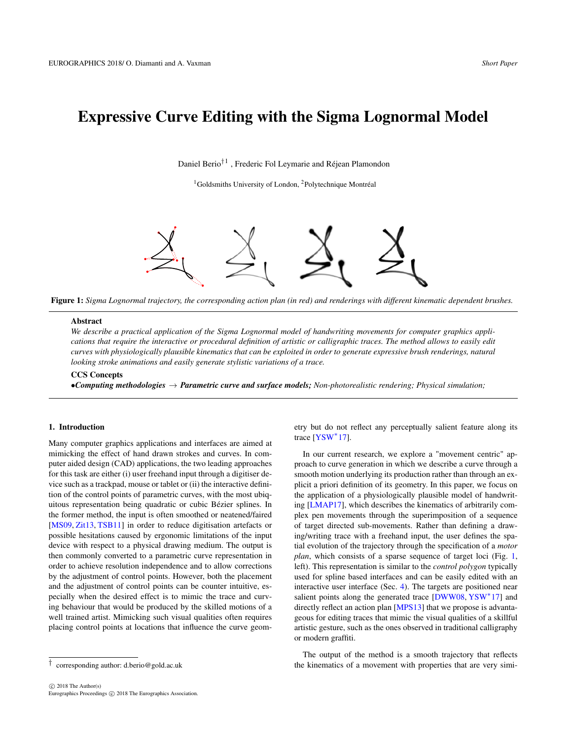# Expressive Curve Editing with the Sigma Lognormal Model

Daniel Berio[†1], Frederic Fol Leymarie and Réjean Plamondon

[1]Goldsmiths University of London, [2]Polytechnique Montréal

**Figure 1:** *Sigma Lognormal trajectory, the corresponding action plan (in red) and renderings with different kinematic dependent brushes.*

---

**Abstract**

*We describe a practical application of the Sigma Lognormal model of handwriting movements for computer graphics applications that require the interactive or procedural definition of artistic or calligraphic traces. The method allows to easily edit curves with physiologically plausible kinematics that can be exploited in order to generate expressive brush renderings, natural looking stroke animations and easily generate stylistic variations of a trace.*

**CCS Concepts**

•***Computing methodologies*** → ***Parametric curve and surface models;*** *Non-photorealistic rendering; Physical simulation;*

---

## 1. Introduction

Many computer graphics applications and interfaces are aimed at mimicking the effect of hand drawn strokes and curves. In computer aided design (CAD) applications, the two leading approaches for this task are either (i) user freehand input through a digitiser device such as a trackpad, mouse or tablet or (ii) the interactive definition of the control points of parametric curves, with the most ubiquitous representation being quadratic or cubic Bézier splines. In the former method, the input is often smoothed or neatened/faired [MS09, Zit13, TSB11] in order to reduce digitisation artefacts or possible hesitations caused by ergonomic limitations of the input device with respect to a physical drawing medium. The output is then commonly converted to a parametric curve representation in order to achieve resolution independence and to allow corrections by the adjustment of control points. However, both the placement and the adjustment of control points can be counter intuitive, especially when the desired effect is to mimic the trace and curving behaviour that would be produced by the skilled motions of a well trained artist. Mimicking such visual qualities often requires placing control points at locations that influence the curve geometry but do not reflect any perceptually salient feature along its trace [YSW*17].

In our current research, we explore a "movement centric" approach to curve generation in which we describe a curve through a smooth motion underlying its production rather than through an explicit a priori definition of its geometry. In this paper, we focus on the application of a physiologically plausible model of handwriting [LMAP17], which describes the kinematics of arbitrarily complex pen movements through the superimposition of a sequence of target directed sub-movements. Rather than defining a drawing/writing trace with a freehand input, the user defines the spatial evolution of the trajectory through the specification of a *motor plan*, which consists of a sparse sequence of target loci (Fig. 1, left). This representation is similar to the *control polygon* typically used for spline based interfaces and can be easily edited with an interactive user interface (Sec. 4). The targets are positioned near salient points along the generated trace [DWW08, YSW*17] and directly reflect an action plan [MPS13] that we propose is advantageous for editing traces that mimic the visual qualities of a skillful artistic gesture, such as the ones observed in traditional calligraphy or modern graffiti.

The output of the method is a smooth trajectory that reflects the kinematics of a movement with properties that are very simi-

† corresponding author: d.berio@gold.ac.uk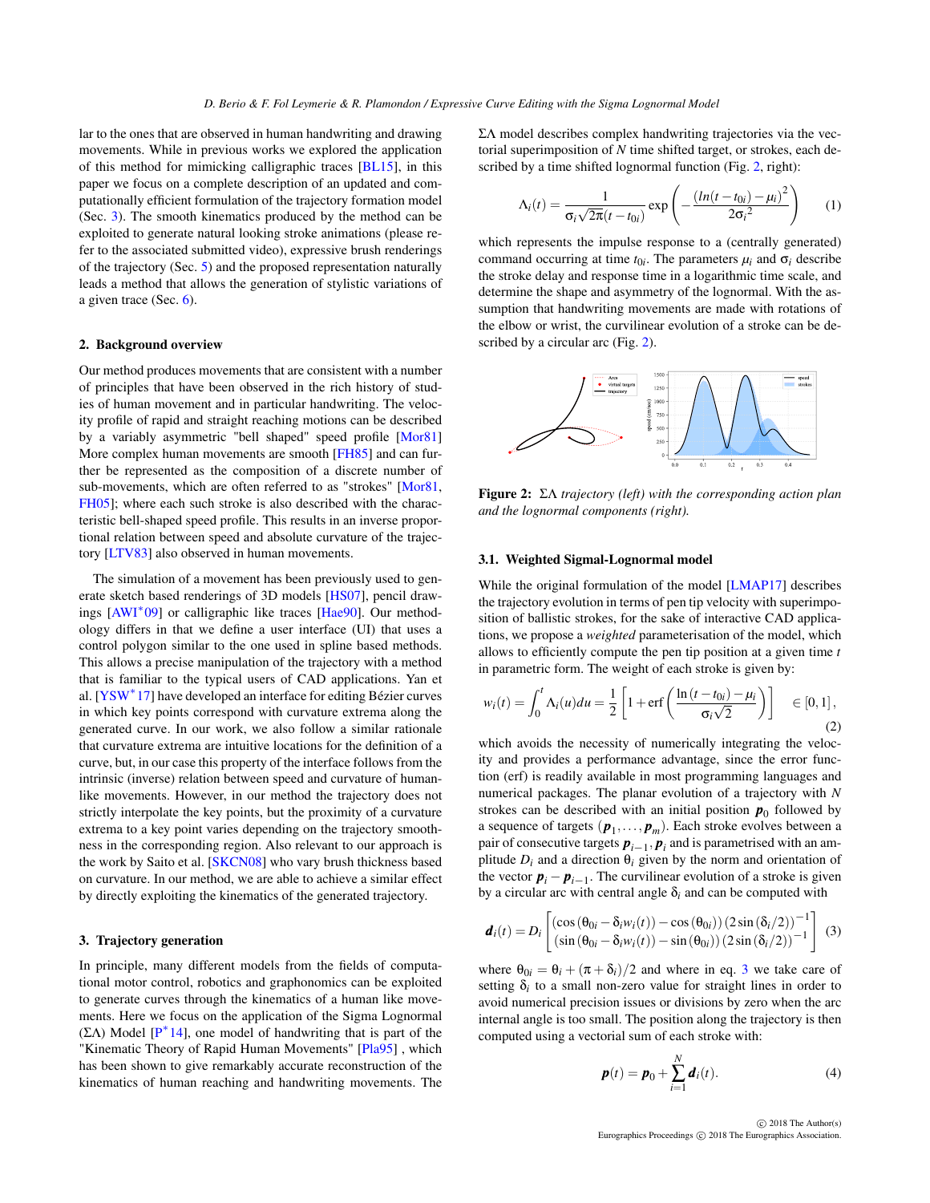lar to the ones that are observed in human handwriting and drawing movements. While in previous works we explored the application of this method for mimicking calligraphic traces [BL15], in this paper we focus on a complete description of an updated and computationally efficient formulation of the trajectory formation model (Sec. 3). The smooth kinematics produced by the method can be exploited to generate natural looking stroke animations (please refer to the associated submitted video), expressive brush renderings of the trajectory (Sec. 5) and the proposed representation naturally leads a method that allows the generation of stylistic variations of a given trace (Sec. 6).

## 2. Background overview

Our method produces movements that are consistent with a number of principles that have been observed in the rich history of studies of human movement and in particular handwriting. The velocity profile of rapid and straight reaching motions can be described by a variably asymmetric "bell shaped" speed profile [Mor81] More complex human movements are smooth [FH85] and can further be represented as the composition of a discrete number of sub-movements, which are often referred to as "strokes" [Mor81, FH05]; where each such stroke is also described with the characteristic bell-shaped speed profile. This results in an inverse proportional relation between speed and absolute curvature of the trajectory [LTV83] also observed in human movements.

The simulation of a movement has been previously used to generate sketch based renderings of 3D models [HS07], pencil drawings [AWI*09] or calligraphic like traces [Hae90]. Our methodology differs in that we define a user interface (UI) that uses a control polygon similar to the one used in spline based methods. This allows a precise manipulation of the trajectory with a method that is familiar to the typical users of CAD applications. Yan et al. [YSW*17] have developed an interface for editing Bézier curves in which key points correspond with curvature extrema along the generated curve. In our work, we also follow a similar rationale that curvature extrema are intuitive locations for the definition of a curve, but, in our case this property of the interface follows from the intrinsic (inverse) relation between speed and curvature of human-like movements. However, in our method the trajectory does not strictly interpolate the key points, but the proximity of a curvature extrema to a key point varies depending on the trajectory smoothness in the corresponding region. Also relevant to our approach is the work by Saito et al. [SKCN08] who vary brush thickness based on curvature. In our method, we are able to achieve a similar effect by directly exploiting the kinematics of the generated trajectory.

## 3. Trajectory generation

In principle, many different models from the fields of computational motor control, robotics and graphonomics can be exploited to generate curves through the kinematics of a human like movements. Here we focus on the application of the Sigma Lognormal ($\Sigma\Lambda$) Model [P*14], one model of handwriting that is part of the "Kinematic Theory of Rapid Human Movements" [Pla95] , which has been shown to give remarkably accurate reconstruction of the kinematics of human reaching and handwriting movements. The $\Sigma\Lambda$ model describes complex handwriting trajectories via the vectorial superimposition of $N$ time shifted target, or strokes, each described by a time shifted lognormal function (Fig. 2, right):

$$\Lambda_i(t) = \frac{1}{\sigma_i \sqrt{2\pi}(t - t_{0i})} \exp\left( -\frac{(ln(t - t_{0i}) - \mu_i)^2}{2\sigma_i{}^2} \right) \tag{1}$$

which represents the impulse response to a (centrally generated) command occurring at time $t_{0i}$. The parameters $\mu_i$ and $\sigma_i$ describe the stroke delay and response time in a logarithmic time scale, and determine the shape and asymmetry of the lognormal. With the assumption that handwriting movements are made with rotations of the elbow or wrist, the curvilinear evolution of a stroke can be described by a circular arc (Fig. 2).

Arcs
virtual targets
trajectory

speed
strokes
1500
1250
1000
750
500
250
0
speed (cm/sec)
0.0 0.1 0.2 0.3 0.4
t

**Figure 2:** $\Sigma\Lambda$ *trajectory (left) with the corresponding action plan and the lognormal components (right).*

### 3.1. Weighted Sigmal-Lognormal model

While the original formulation of the model [LMAP17] describes the trajectory evolution in terms of pen tip velocity with superimposition of ballistic strokes, for the sake of interactive CAD applications, we propose a *weighted* parameterisation of the model, which allows to efficiently compute the pen tip position at a given time $t$ in parametric form. The weight of each stroke is given by:

$$w_i(t) = \int_0^t \Lambda_i(u)du = \frac{1}{2}\left[1 + \text{erf}\left(\frac{\ln(t - t_{0i}) - \mu_i}{\sigma_i\sqrt{2}}\right)\right] \quad \in [0, 1], \tag{2}$$

which avoids the necessity of numerically integrating the velocity and provides a performance advantage, since the error function (erf) is readily available in most programming languages and numerical packages. The planar evolution of a trajectory with $N$ strokes can be described with an initial position $\boldsymbol{p}_0$ followed by a sequence of targets $(\boldsymbol{p}_1, \ldots, \boldsymbol{p}_m)$. Each stroke evolves between a pair of consecutive targets $\boldsymbol{p}_{i-1}, \boldsymbol{p}_i$ and is parametrised with an amplitude $D_i$ and a direction $\theta_i$ given by the norm and orientation of the vector $\boldsymbol{p}_i - \boldsymbol{p}_{i-1}$. The curvilinear evolution of a stroke is given by a circular arc with central angle $\delta_i$ and can be computed with

$$\boldsymbol{d}_i(t) = D_i \begin{bmatrix} (\cos(\theta_{0i} - \delta_i w_i(t)) - \cos(\theta_{0i}))\,(2\sin(\delta_i/2))^{-1} \\ (\sin(\theta_{0i} - \delta_i w_i(t)) - \sin(\theta_{0i}))\,(2\sin(\delta_i/2))^{-1} \end{bmatrix} \tag{3}$$

where $\theta_{0i} = \theta_i + (\pi + \delta_i)/2$ and where in eq. 3 we take care of setting $\delta_i$ to a small non-zero value for straight lines in order to avoid numerical precision issues or divisions by zero when the arc internal angle is too small. The position along the trajectory is then computed using a vectorial sum of each stroke with:

$$\boldsymbol{p}(t) = \boldsymbol{p}_0 + \sum_{i=1}^{N} \boldsymbol{d}_i(t). \tag{4}$$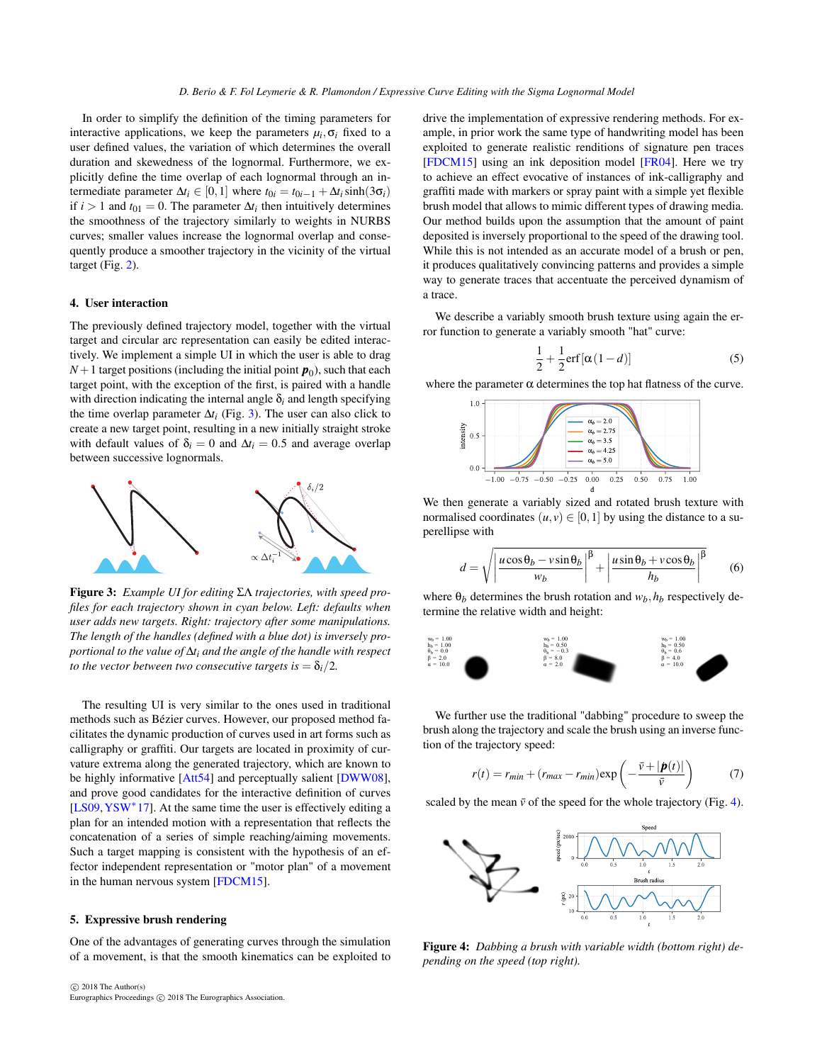In order to simplify the definition of the timing parameters for interactive applications, we keep the parameters $\mu_i, \sigma_i$ fixed to a user defined values, the variation of which determines the overall duration and skewedness of the lognormal. Furthermore, we explicitly define the time overlap of each lognormal through an intermediate parameter $\Delta t_i \in [0,1]$ where $t_{0i} = t_{0i-1} + \Delta t_i \sinh(3\sigma_i)$ if $i > 1$ and $t_{01} = 0$. The parameter $\Delta t_i$ then intuitively determines the smoothness of the trajectory similarly to weights in NURBS curves; smaller values increase the lognormal overlap and consequently produce a smoother trajectory in the vicinity of the virtual target (Fig. 2).

## 4. User interaction

The previously defined trajectory model, together with the virtual target and circular arc representation can easily be edited interactively. We implement a simple UI in which the user is able to drag $N+1$ target positions (including the initial point $\boldsymbol{p}_0$), such that each target point, with the exception of the first, is paired with a handle with direction indicating the internal angle $\delta_i$ and length specifying the time overlap parameter $\Delta t_i$ (Fig. 3). The user can also click to create a new target point, resulting in a new initially straight stroke with default values of $\delta_i = 0$ and $\Delta t_i = 0.5$ and average overlap between successive lognormals.

$\delta_i/2$

$\propto \Delta t_i^{-1}$

**Figure 3:** *Example UI for editing $\Sigma\Lambda$ trajectories, with speed profiles for each trajectory shown in cyan below. Left: defaults when user adds new targets. Right: trajectory after some manipulations. The length of the handles (defined with a blue dot) is inversely proportional to the value of $\Delta t_i$ and the angle of the handle with respect to the vector between two consecutive targets is $= \delta_i/2$.*

The resulting UI is very similar to the ones used in traditional methods such as Bézier curves. However, our proposed method facilitates the dynamic production of curves used in art forms such as calligraphy or graffiti. Our targets are located in proximity of curvature extrema along the generated trajectory, which are known to be highly informative [Att54] and perceptually salient [DWW08], and prove good candidates for the interactive definition of curves [LS09, YSW*17]. At the same time the user is effectively editing a plan for an intended motion with a representation that reflects the concatenation of a series of simple reaching/aiming movements. Such a target mapping is consistent with the hypothesis of an effector independent representation or "motor plan" of a movement in the human nervous system [FDCM15].

## 5. Expressive brush rendering

One of the advantages of generating curves through the simulation of a movement, is that the smooth kinematics can be exploited to drive the implementation of expressive rendering methods. For example, in prior work the same type of handwriting model has been exploited to generate realistic renditions of signature pen traces [FDCM15] using an ink deposition model [FR04]. Here we try to achieve an effect evocative of instances of ink-calligraphy and graffiti made with markers or spray paint with a simple yet flexible brush model that allows to mimic different types of drawing media. Our method builds upon the assumption that the amount of paint deposited is inversely proportional to the speed of the drawing tool. While this is not intended as an accurate model of a brush or pen, it produces qualitatively convincing patterns and provides a simple way to generate traces that accentuate the perceived dynamism of a trace.

We describe a variably smooth brush texture using again the error function to generate a variably smooth "hat" curve:

$$\frac{1}{2} + \frac{1}{2}\text{erf}\left[\alpha(1-d)\right] \tag{5}$$

where the parameter $\alpha$ determines the top hat flatness of the curve.

intensity
1.0
0.5
0.0
−1.00 −0.75 −0.50 −0.25 0.00 0.25 0.50 0.75 1.00
d
$\alpha_b = 2.0$
$\alpha_b = 2.75$
$\alpha_b = 3.5$
$\alpha_b = 4.25$
$\alpha_b = 5.0$

We then generate a variably sized and rotated brush texture with normalised coordinates $(u,v) \in [0,1]$ by using the distance to a superellipse with

$$d = \sqrt{\left|\frac{u\cos\theta_b - v\sin\theta_b}{w_b}\right|^\beta + \left|\frac{u\sin\theta_b + v\cos\theta_b}{h_b}\right|^\beta} \tag{6}$$

where $\theta_b$ determines the brush rotation and $w_b, h_b$ respectively determine the relative width and height:

$w_b = 1.00$
$h_b = 1.00$
$\theta_b = 0.0$
$\beta = 2.0$
$\alpha = 10.0$

$w_b = 1.00$
$h_b = 0.50$
$\theta_b = -0.3$
$\beta = 8.0$
$\alpha = 2.0$

$w_b = 1.00$
$h_b = 0.50$
$\theta_b = 0.6$
$\beta = 4.0$
$\alpha = 10.0$

We further use the traditional "dabbing" procedure to sweep the brush along the trajectory and scale the brush using an inverse function of the trajectory speed:

$$r(t) = r_{min} + (r_{max} - r_{min})\exp\left(-\frac{\bar{v} + |\dot{\boldsymbol{p}}(t)|}{\bar{v}}\right) \tag{7}$$

scaled by the mean $\bar{v}$ of the speed for the whole trajectory (Fig. 4).

Speed
speed (px/sec)
2000
0
0.0 0.5 1.0 1.5 2.0
t
Brush radius
r (px)
20
10
0.0 0.5 1.0 1.5 2.0
t

**Figure 4:** *Dabbing a brush with variable width (bottom right) depending on the speed (top right).*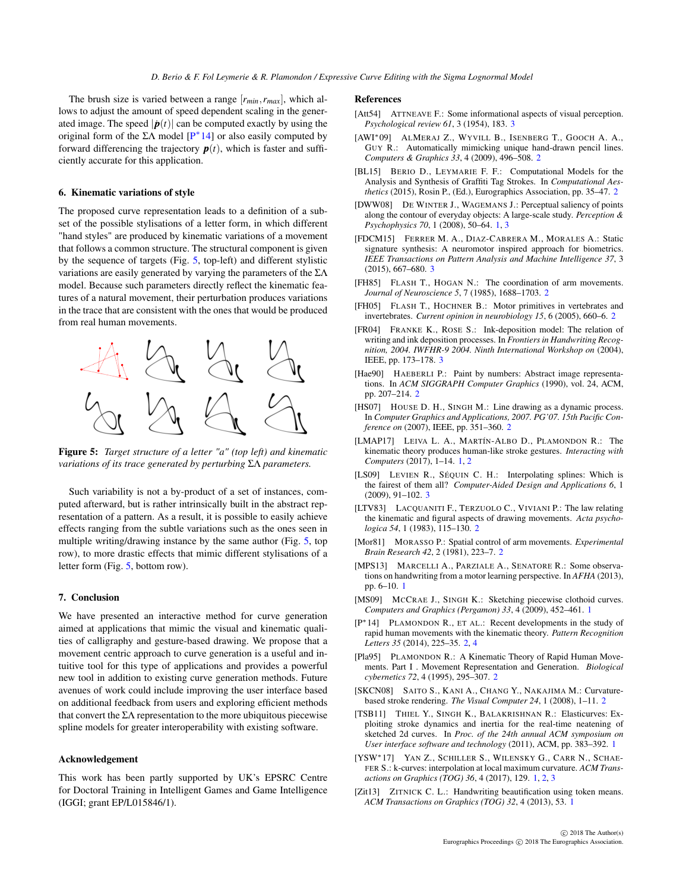The brush size is varied between a range $[r_{min}, r_{max}]$, which allows to adjust the amount of speed dependent scaling in the generated image. The speed $|\dot{\boldsymbol{p}}(t)|$ can be computed exactly by using the original form of the $\Sigma\Lambda$ model [P*14] or also easily computed by forward differencing the trajectory $\boldsymbol{p}(t)$, which is faster and sufficiently accurate for this application.

## 6. Kinematic variations of style

The proposed curve representation leads to a definition of a subset of the possible stylisations of a letter form, in which different "hand styles" are produced by kinematic variations of a movement that follows a common structure. The structural component is given by the sequence of targets (Fig. 5, top-left) and different stylistic variations are easily generated by varying the parameters of the $\Sigma\Lambda$ model. Because such parameters directly reflect the kinematic features of a natural movement, their perturbation produces variations in the trace that are consistent with the ones that would be produced from real human movements.

**Figure 5:** *Target structure of a letter "a" (top left) and kinematic variations of its trace generated by perturbing $\Sigma\Lambda$ parameters.*

Such variability is not a by-product of a set of instances, computed afterward, but is rather intrinsically built in the abstract representation of a pattern. As a result, it is possible to easily achieve effects ranging from the subtle variations such as the ones seen in multiple writing/drawing instance by the same author (Fig. 5, top row), to more drastic effects that mimic different stylisations of a letter form (Fig. 5, bottom row).

## 7. Conclusion

We have presented an interactive method for curve generation aimed at applications that mimic the visual and kinematic qualities of calligraphy and gesture-based drawing. We propose that a movement centric approach to curve generation is a useful and intuitive tool for this type of applications and provides a powerful new tool in addition to existing curve generation methods. Future avenues of work could include improving the user interface based on additional feedback from users and exploring efficient methods that convert the $\Sigma\Lambda$ representation to the more ubiquitous piecewise spline models for greater interoperability with existing software.

## Acknowledgement

This work has been partly supported by UK's EPSRC Centre for Doctoral Training in Intelligent Games and Game Intelligence (IGGI; grant EP/L015846/1).

## References

[Att54] ATTNEAVE F.: Some informational aspects of visual perception. *Psychological review 61*, 3 (1954), 183. 3

[AWI*09] ALMERAJ Z., WYVILL B., ISENBERG T., GOOCH A. A., GUY R.: Automatically mimicking unique hand-drawn pencil lines. *Computers & Graphics 33*, 4 (2009), 496–508. 2

[BL15] BERIO D., LEYMARIE F. F.: Computational Models for the Analysis and Synthesis of Graffiti Tag Strokes. In *Computational Aesthetics* (2015), Rosin P., (Ed.), Eurographics Association, pp. 35–47. 2

[DWW08] DE WINTER J., WAGEMANS J.: Perceptual saliency of points along the contour of everyday objects: A large-scale study. *Perception & Psychophysics 70*, 1 (2008), 50–64. 1, 3

[FDCM15] FERRER M. A., DIAZ-CABRERA M., MORALES A.: Static signature synthesis: A neuromotor inspired approach for biometrics. *IEEE Transactions on Pattern Analysis and Machine Intelligence 37*, 3 (2015), 667–680. 3

[FH85] FLASH T., HOGAN N.: The coordination of arm movements. *Journal of Neuroscience 5*, 7 (1985), 1688–1703. 2

[FH05] FLASH T., HOCHNER B.: Motor primitives in vertebrates and invertebrates. *Current opinion in neurobiology 15*, 6 (2005), 660–6. 2

[FR04] FRANKE K., ROSE S.: Ink-deposition model: The relation of writing and ink deposition processes. In *Frontiers in Handwriting Recognition, 2004. IWFHR-9 2004. Ninth International Workshop on* (2004), IEEE, pp. 173–178. 3

[Hae90] HAEBERLI P.: Paint by numbers: Abstract image representations. In *ACM SIGGRAPH Computer Graphics* (1990), vol. 24, ACM, pp. 207–214. 2

[HS07] HOUSE D. H., SINGH M.: Line drawing as a dynamic process. In *Computer Graphics and Applications, 2007. PG'07. 15th Pacific Conference on* (2007), IEEE, pp. 351–360. 2

[LMAP17] LEIVA L. A., MARTÍN-ALBO D., PLAMONDON R.: The kinematic theory produces human-like stroke gestures. *Interacting with Computers* (2017), 1–14. 1, 2

[LS09] LEVIEN R., SÉQUIN C. H.: Interpolating splines: Which is the fairest of them all? *Computer-Aided Design and Applications 6*, 1 (2009), 91–102. 3

[LTV83] LACQUANITI F., TERZUOLO C., VIVIANI P.: The law relating the kinematic and figural aspects of drawing movements. *Acta psychologica 54*, 1 (1983), 115–130. 2

[Mor81] MORASSO P.: Spatial control of arm movements. *Experimental Brain Research 42*, 2 (1981), 223–7. 2

[MPS13] MARCELLI A., PARZIALE A., SENATORE R.: Some observations on handwriting from a motor learning perspective. In *AFHA* (2013), pp. 6–10. 1

[MS09] MCCRAE J., SINGH K.: Sketching piecewise clothoid curves. *Computers and Graphics (Pergamon) 33*, 4 (2009), 452–461. 1

[P*14] PLAMONDON R., ET AL.: Recent developments in the study of rapid human movements with the kinematic theory. *Pattern Recognition Letters 35* (2014), 225–35. 2, 4

[Pla95] PLAMONDON R.: A Kinematic Theory of Rapid Human Movements. Part I . Movement Representation and Generation. *Biological cybernetics 72*, 4 (1995), 295–307. 2

[SKCN08] SAITO S., KANI A., CHANG Y., NAKAJIMA M.: Curvature-based stroke rendering. *The Visual Computer 24*, 1 (2008), 1–11. 2

[TSB11] THIEL Y., SINGH K., BALAKRISHNAN R.: Elasticurves: Exploiting stroke dynamics and inertia for the real-time neatening of sketched 2d curves. In *Proc. of the 24th annual ACM symposium on User interface software and technology* (2011), ACM, pp. 383–392. 1

[YSW*17] YAN Z., SCHILLER S., WILENSKY G., CARR N., SCHAEFER S.: k-curves: interpolation at local maximum curvature. *ACM Transactions on Graphics (TOG) 36*, 4 (2017), 129. 1, 2, 3

[Zit13] ZITNICK C. L.: Handwriting beautification using token means. *ACM Transactions on Graphics (TOG) 32*, 4 (2013), 53. 1